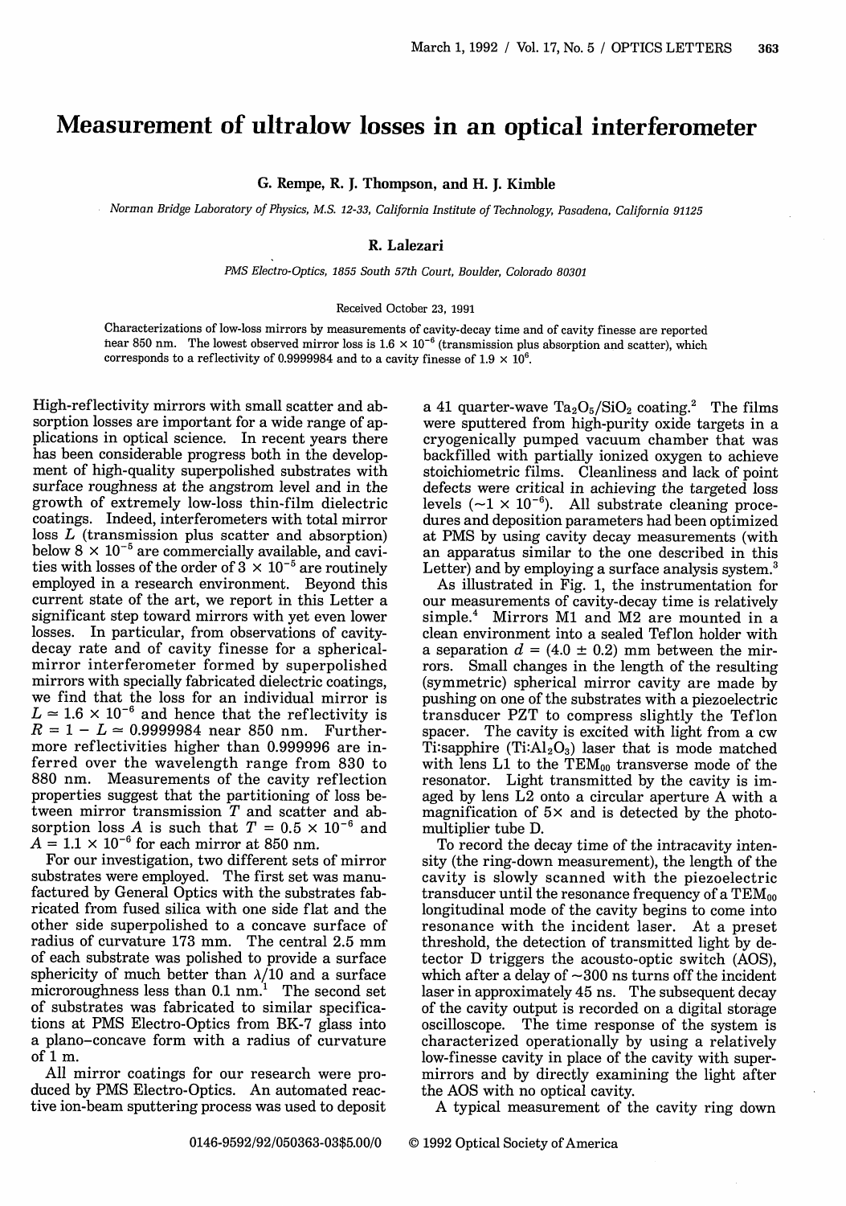# Measurement of ultralow losses in an optical interferometer

**G. Rempe, R. J. Thompson, and H. J. Kimble**

*Norman Bridge Laboratory of Physics, M.S. 12-33, California Institute of Technology, Pasadena, California 91125*

**R. Lalezari**

*PMS Electro-Optics, 1855 South 57th Court, Boulder, Colorado 80301*

Received October 23, 1991

Characterizations of low-loss mirrors by measurements of cavity-decay time and of cavity finesse are reported near 850 nm. The lowest observed mirror loss is $1.6 \times 10^{-6}$ (transmission plus absorption and scatter), which corresponds to a reflectivity of 0.9999984 and to a cavity finesse of $1.9 \times 10^{6}$.

High-reflectivity mirrors with small scatter and absorption losses are important for a wide range of applications in optical science. In recent years there has been considerable progress both in the development of high-quality superpolished substrates with surface roughness at the angstrom level and in the growth of extremely low-loss thin-film dielectric coatings. Indeed, interferometers with total mirror loss $L$ (transmission plus scatter and absorption) below $8 \times 10^{-5}$ are commercially available, and cavities with losses of the order of $3 \times 10^{-5}$ are routinely employed in a research environment. Beyond this current state of the art, we report in this Letter a significant step toward mirrors with yet even lower losses. In particular, from observations of cavity-decay rate and of cavity finesse for a spherical-mirror interferometer formed by superpolished mirrors with specially fabricated dielectric coatings, we find that the loss for an individual mirror is $L \simeq 1.6 \times 10^{-6}$ and hence that the reflectivity is $R = 1 - L \simeq 0.9999984$ near 850 nm. Furthermore reflectivities higher than 0.999996 are inferred over the wavelength range from 830 to 880 nm. Measurements of the cavity reflection properties suggest that the partitioning of loss between mirror transmission $T$ and scatter and absorption loss $A$ is such that $T = 0.5 \times 10^{-6}$ and $A = 1.1 \times 10^{-6}$ for each mirror at 850 nm.

For our investigation, two different sets of mirror substrates were employed. The first set was manufactured by General Optics with the substrates fabricated from fused silica with one side flat and the other side superpolished to a concave surface of radius of curvature 173 mm. The central 2.5 mm of each substrate was polished to provide a surface sphericity of much better than $\lambda/10$ and a surface microroughness less than 0.1 nm.[1] The second set of substrates was fabricated to similar specifications at PMS Electro-Optics from BK-7 glass into a plano–concave form with a radius of curvature of 1 m.

All mirror coatings for our research were produced by PMS Electro-Optics. An automated reactive ion-beam sputtering process was used to deposit a 41 quarter-wave $Ta_2O_5/SiO_2$ coating.[2] The films were sputtered from high-purity oxide targets in a cryogenically pumped vacuum chamber that was backfilled with partially ionized oxygen to achieve stoichiometric films. Cleanliness and lack of point defects were critical in achieving the targeted loss levels ($\sim 1 \times 10^{-6}$). All substrate cleaning procedures and deposition parameters had been optimized at PMS by using cavity decay measurements (with an apparatus similar to the one described in this Letter) and by employing a surface analysis system.[3]

As illustrated in Fig. 1, the instrumentation for our measurements of cavity-decay time is relatively simple.[4] Mirrors M1 and M2 are mounted in a clean environment into a sealed Teflon holder with a separation $d = (4.0 \pm 0.2)$ mm between the mirrors. Small changes in the length of the resulting (symmetric) spherical mirror cavity are made by pushing on one of the substrates with a piezoelectric transducer PZT to compress slightly the Teflon spacer. The cavity is excited with light from a cw Ti:sapphire ($Ti:Al_2O_3$) laser that is mode matched with lens L1 to the $TEM_{00}$ transverse mode of the resonator. Light transmitted by the cavity is imaged by lens L2 onto a circular aperture A with a magnification of 5× and is detected by the photomultiplier tube D.

To record the decay time of the intracavity intensity (the ring-down measurement), the length of the cavity is slowly scanned with the piezoelectric transducer until the resonance frequency of a $TEM_{00}$ longitudinal mode of the cavity begins to come into resonance with the incident laser. At a preset threshold, the detection of transmitted light by detector D triggers the acousto-optic switch (AOS), which after a delay of ~300 ns turns off the incident laser in approximately 45 ns. The subsequent decay of the cavity output is recorded on a digital storage oscilloscope. The time response of the system is characterized operationally by using a relatively low-finesse cavity in place of the cavity with supermirrors and by directly examining the light after the AOS with no optical cavity.

A typical measurement of the cavity ring down

0146-9592/92/050363-03$5.00/0 © 1992 Optical Society of America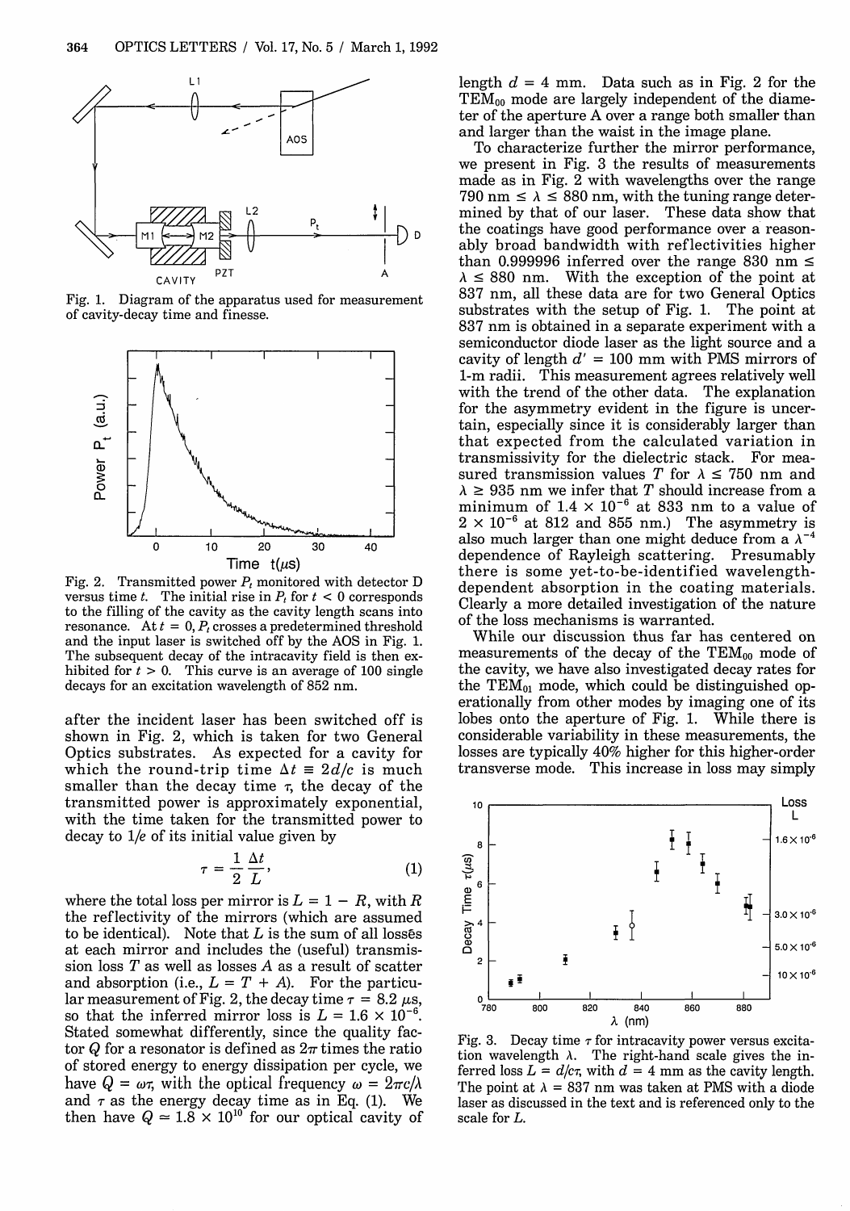Fig. 1. Diagram of the apparatus used for measurement of cavity-decay time and finesse.

Fig. 2. Transmitted power $P_t$ monitored with detector D versus time $t$. The initial rise in $P_t$ for $t < 0$ corresponds to the filling of the cavity as the cavity length scans into resonance. At $t = 0$, $P_t$ crosses a predetermined threshold and the input laser is switched off by the AOS in Fig. 1. The subsequent decay of the intracavity field is then exhibited for $t > 0$. This curve is an average of 100 single decays for an excitation wavelength of 852 nm.

after the incident laser has been switched off is shown in Fig. 2, which is taken for two General Optics substrates. As expected for a cavity for which the round-trip time $\Delta t \equiv 2d/c$ is much smaller than the decay time $\tau$, the decay of the transmitted power is approximately exponential, with the time taken for the transmitted power to decay to $1/e$ of its initial value given by

$$\tau = \frac{1}{2}\frac{\Delta t}{L}, \tag{1}$$

where the total loss per mirror is $L = 1 - R$, with $R$ the reflectivity of the mirrors (which are assumed to be identical). Note that $L$ is the sum of all losses at each mirror and includes the (useful) transmission loss $T$ as well as losses $A$ as a result of scatter and absorption (i.e., $L = T + A$). For the particular measurement of Fig. 2, the decay time $\tau = 8.2\ \mu s$, so that the inferred mirror loss is $L = 1.6 \times 10^{-6}$. Stated somewhat differently, since the quality factor $Q$ for a resonator is defined as $2\pi$ times the ratio of stored energy to energy dissipation per cycle, we have $Q = \omega\tau$, with the optical frequency $\omega = 2\pi c/\lambda$ and $\tau$ as the energy decay time as in Eq. (1). We then have $Q \simeq 1.8 \times 10^{10}$ for our optical cavity of length $d = 4$ mm. Data such as in Fig. 2 for the $TEM_{00}$ mode are largely independent of the diameter of the aperture A over a range both smaller than and larger than the waist in the image plane.

To characterize further the mirror performance, we present in Fig. 3 the results of measurements made as in Fig. 2 with wavelengths over the range 790 nm $\leq \lambda \leq$ 880 nm, with the tuning range determined by that of our laser. These data show that the coatings have good performance over a reasonably broad bandwidth with reflectivities higher than 0.999996 inferred over the range 830 nm $\leq \lambda \leq$ 880 nm. With the exception of the point at 837 nm, all these data are for two General Optics substrates with the setup of Fig. 1. The point at 837 nm is obtained in a separate experiment with a semiconductor diode laser as the light source and a cavity of length $d' = 100$ mm with PMS mirrors of 1-m radii. This measurement agrees relatively well with the trend of the other data. The explanation for the asymmetry evident in the figure is uncertain, especially since it is considerably larger than that expected from the calculated variation in transmissivity for the dielectric stack. For measured transmission values $T$ for $\lambda \leq 750$ nm and $\lambda \geq 935$ nm we infer that $T$ should increase from a minimum of $1.4 \times 10^{-6}$ at 833 nm to a value of $2 \times 10^{-6}$ at 812 and 855 nm.) The asymmetry is also much larger than one might deduce from a $\lambda^{-4}$ dependence of Rayleigh scattering. Presumably there is some yet-to-be-identified wavelength-dependent absorption in the coating materials. Clearly a more detailed investigation of the nature of the loss mechanisms is warranted.

While our discussion thus far has centered on measurements of the decay of the $TEM_{00}$ mode of the cavity, we have also investigated decay rates for the $TEM_{01}$ mode, which could be distinguished operationally from other modes by imaging one of its lobes onto the aperture of Fig. 1. While there is considerable variability in these measurements, the losses are typically 40% higher for this higher-order transverse mode. This increase in loss may simply

Fig. 3. Decay time $\tau$ for intracavity power versus excitation wavelength $\lambda$. The right-hand scale gives the inferred loss $L = d/c\tau$, with $d = 4$ mm as the cavity length. The point at $\lambda = 837$ nm was taken at PMS with a diode laser as discussed in the text and is referenced only to the scale for $L$.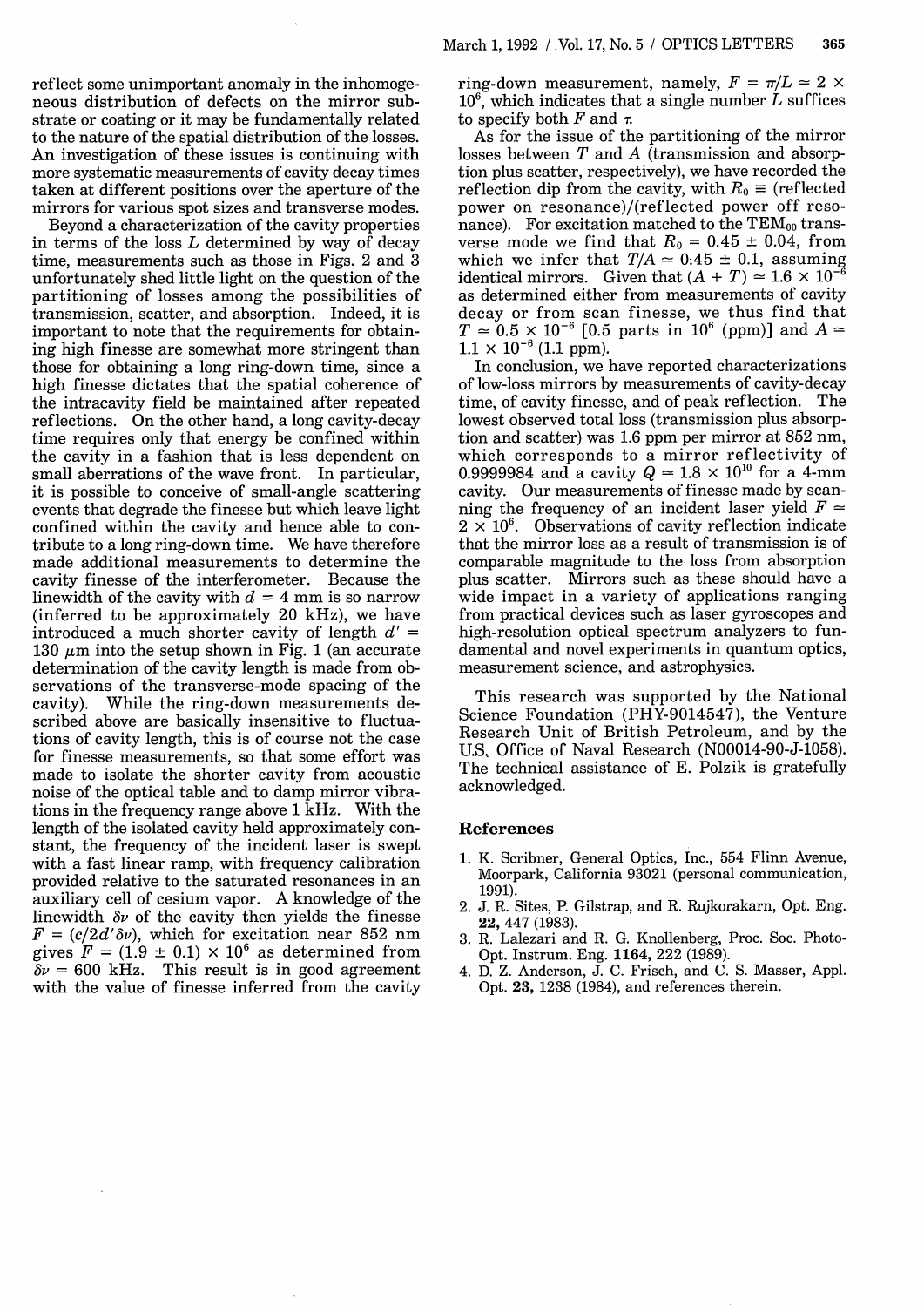reflect some unimportant anomaly in the inhomogeneous distribution of defects on the mirror substrate or coating or it may be fundamentally related to the nature of the spatial distribution of the losses. An investigation of these issues is continuing with more systematic measurements of cavity decay times taken at different positions over the aperture of the mirrors for various spot sizes and transverse modes.

Beyond a characterization of the cavity properties in terms of the loss $L$ determined by way of decay time, measurements such as those in Figs. 2 and 3 unfortunately shed little light on the question of the partitioning of losses among the possibilities of transmission, scatter, and absorption. Indeed, it is important to note that the requirements for obtaining high finesse are somewhat more stringent than those for obtaining a long ring-down time, since a high finesse dictates that the spatial coherence of the intracavity field be maintained after repeated reflections. On the other hand, a long cavity-decay time requires only that energy be confined within the cavity in a fashion that is less dependent on small aberrations of the wave front. In particular, it is possible to conceive of small-angle scattering events that degrade the finesse but which leave light confined within the cavity and hence able to contribute to a long ring-down time. We have therefore made additional measurements to determine the cavity finesse of the interferometer. Because the linewidth of the cavity with $d = 4$ mm is so narrow (inferred to be approximately 20 kHz), we have introduced a much shorter cavity of length $d' = 130\ \mu$m into the setup shown in Fig. 1 (an accurate determination of the cavity length is made from observations of the transverse-mode spacing of the cavity). While the ring-down measurements described above are basically insensitive to fluctuations of cavity length, this is of course not the case for finesse measurements, so that some effort was made to isolate the shorter cavity from acoustic noise of the optical table and to damp mirror vibrations in the frequency range above 1 kHz. With the length of the isolated cavity held approximately constant, the frequency of the incident laser is swept with a fast linear ramp, with frequency calibration provided relative to the saturated resonances in an auxiliary cell of cesium vapor. A knowledge of the linewidth $\delta\nu$ of the cavity then yields the finesse $F = (c/2d'\delta\nu)$, which for excitation near 852 nm gives $F = (1.9 \pm 0.1) \times 10^6$ as determined from $\delta\nu = 600$ kHz. This result is in good agreement with the value of finesse inferred from the cavity ring-down measurement, namely, $F = \pi/L \simeq 2 \times 10^6$, which indicates that a single number $L$ suffices to specify both $F$ and $\tau$.

As for the issue of the partitioning of the mirror losses between $T$ and $A$ (transmission and absorption plus scatter, respectively), we have recorded the reflection dip from the cavity, with $R_0 \equiv$ (reflected power on resonance)/(reflected power off resonance). For excitation matched to the $TEM_{00}$ transverse mode we find that $R_0 = 0.45 \pm 0.04$, from which we infer that $T/A \simeq 0.45 \pm 0.1$, assuming identical mirrors. Given that $(A + T) \simeq 1.6 \times 10^{-6}$ as determined either from measurements of cavity decay or from scan finesse, we thus find that $T \simeq 0.5 \times 10^{-6}$ [0.5 parts in $10^6$ (ppm)] and $A \simeq 1.1 \times 10^{-6}$ (1.1 ppm).

In conclusion, we have reported characterizations of low-loss mirrors by measurements of cavity-decay time, of cavity finesse, and of peak reflection. The lowest observed total loss (transmission plus absorption and scatter) was 1.6 ppm per mirror at 852 nm, which corresponds to a mirror reflectivity of 0.9999984 and a cavity $Q \simeq 1.8 \times 10^{10}$ for a 4-mm cavity. Our measurements of finesse made by scanning the frequency of an incident laser yield $F \simeq 2 \times 10^6$. Observations of cavity reflection indicate that the mirror loss as a result of transmission is of comparable magnitude to the loss from absorption plus scatter. Mirrors such as these should have a wide impact in a variety of applications ranging from practical devices such as laser gyroscopes and high-resolution optical spectrum analyzers to fundamental and novel experiments in quantum optics, measurement science, and astrophysics.

This research was supported by the National Science Foundation (PHY-9014547), the Venture Research Unit of British Petroleum, and by the U.S. Office of Naval Research (N00014-90-J-1058). The technical assistance of E. Polzik is gratefully acknowledged.

## References

1. K. Scribner, General Optics, Inc., 554 Flinn Avenue, Moorpark, California 93021 (personal communication, 1991).
2. J. R. Sites, P. Gilstrap, and R. Rujkorakarn, Opt. Eng. **22**, 447 (1983).
3. R. Lalezari and R. G. Knollenberg, Proc. Soc. Photo-Opt. Instrum. Eng. **1164**, 222 (1989).
4. D. Z. Anderson, J. C. Frisch, and C. S. Masser, Appl. Opt. **23**, 1238 (1984), and references therein.